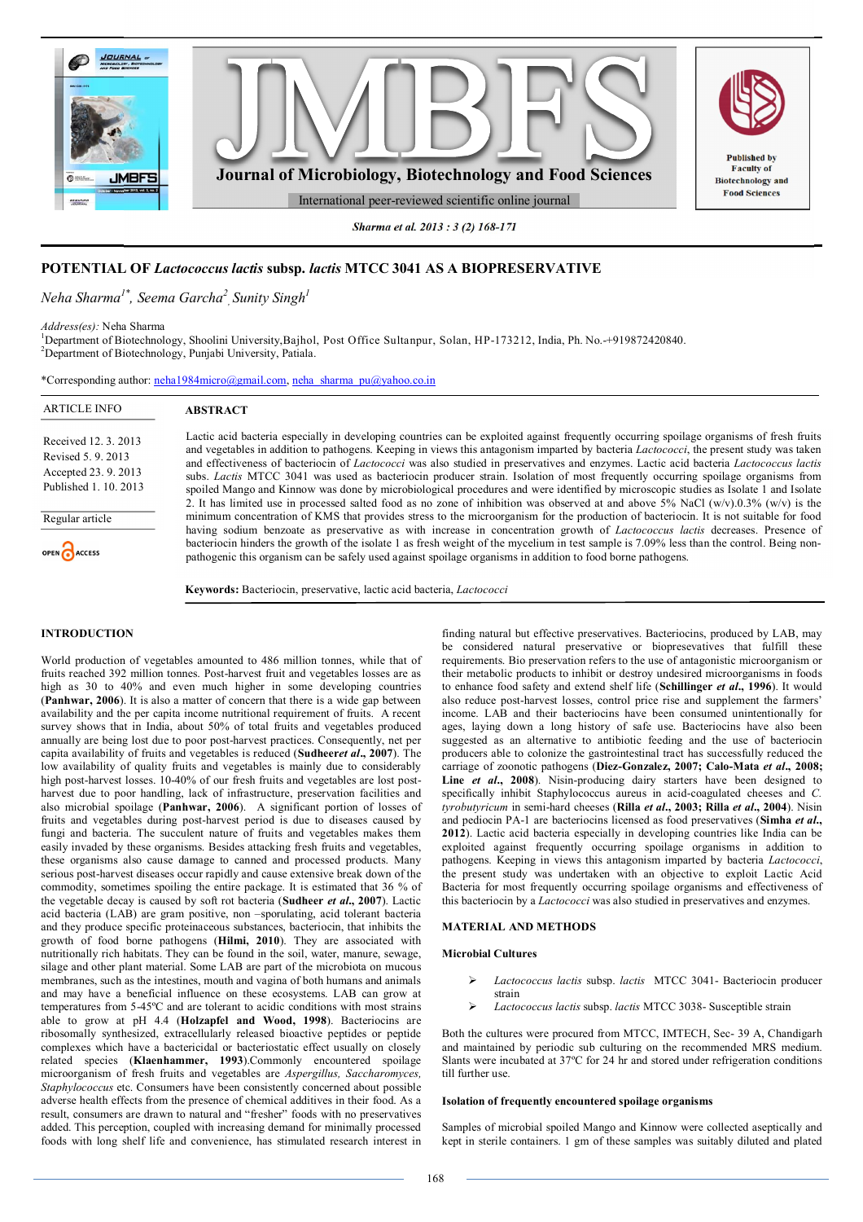# POTENTIAL OF *Lactococcus lactis* subsp. *lactis* MTCC 3041 AS A BIOPRESERVATIVE

*Neha Sharma*[1*], *Seema Garcha*[2], *Sunity Singh*[1]

*Address(es):* Neha Sharma
[1]Department of Biotechnology, Shoolini University,Bajhol, Post Office Sultanpur, Solan, HP-173212, India, Ph. No.-+919872420840.
[2]Department of Biotechnology, Punjabi University, Patiala.

*Corresponding author: neha1984micro@gmail.com, neha_sharma_pu@yahoo.co.in

**ARTICLE INFO**

Received 12. 3. 2013
Revised 5. 9. 2013
Accepted 23. 9. 2013
Published 1. 10. 2013

Regular article

OPEN ACCESS

## ABSTRACT

Lactic acid bacteria especially in developing countries can be exploited against frequently occurring spoilage organisms of fresh fruits and vegetables in addition to pathogens. Keeping in views this antagonism imparted by bacteria *Lactococci*, the present study was taken and effectiveness of bacteriocin of *Lactococci* was also studied in preservatives and enzymes. Lactic acid bacteria *Lactococcus lactis* subs. *Lactis* MTCC 3041 was used as bacteriocin producer strain. Isolation of most frequently occurring spoilage organisms from spoiled Mango and Kinnow was done by microbiological procedures and were identified by microscopic studies as Isolate 1 and Isolate 2. It has limited use in processed salted food as no zone of inhibition was observed at and above 5% NaCl (w/v).0.3% (w/v) is the minimum concentration of KMS that provides stress to the microorganism for the production of bacteriocin. It is not suitable for food having sodium benzoate as preservative as with increase in concentration growth of *Lactococcus lactis* decreases. Presence of bacteriocin hinders the growth of the isolate 1 as fresh weight of the mycelium in test sample is 7.09% less than the control. Being non-pathogenic this organism can be safely used against spoilage organisms in addition to food borne pathogens.

**Keywords:** Bacteriocin, preservative, lactic acid bacteria, *Lactococci*

## INTRODUCTION

World production of vegetables amounted to 486 million tonnes, while that of fruits reached 392 million tonnes. Post-harvest fruit and vegetables losses are as high as 30 to 40% and even much higher in some developing countries (**Panhwar, 2006**). It is also a matter of concern that there is a wide gap between availability and the per capita income nutritional requirement of fruits. A recent survey shows that in India, about 50% of total fruits and vegetables produced annually are being lost due to poor post-harvest practices. Consequently, net per capita availability of fruits and vegetables is reduced (**Sudheer*et al*., 2007**). The low availability of quality fruits and vegetables is mainly due to considerably high post-harvest losses. 10-40% of our fresh fruits and vegetables are lost post-harvest due to poor handling, lack of infrastructure, preservation facilities and also microbial spoilage (**Panhwar, 2006**). A significant portion of losses of fruits and vegetables during post-harvest period is due to diseases caused by fungi and bacteria. The succulent nature of fruits and vegetables makes them easily invaded by these organisms. Besides attacking fresh fruits and vegetables, these organisms also cause damage to canned and processed products. Many serious post-harvest diseases occur rapidly and cause extensive break down of the commodity, sometimes spoiling the entire package. It is estimated that 36 % of the vegetable decay is caused by soft rot bacteria (**Sudheer *et al*., 2007**). Lactic acid bacteria (LAB) are gram positive, non –sporulating, acid tolerant bacteria and they produce specific proteinaceous substances, bacteriocin, that inhibits the growth of food borne pathogens (**Hilmi, 2010**). They are associated with nutritionally rich habitats. They can be found in the soil, water, manure, sewage, silage and other plant material. Some LAB are part of the microbiota on mucous membranes, such as the intestines, mouth and vagina of both humans and animals and may have a beneficial influence on these ecosystems. LAB can grow at temperatures from 5-45ºC and are tolerant to acidic conditions with most strains able to grow at pH 4.4 (**Holzapfel and Wood, 1998**). Bacteriocins are ribosomally synthesized, extracellularly released bioactive peptides or peptide complexes which have a bactericidal or bacteriostatic effect usually on closely related species (**Klaenhammer, 1993**).Commonly encountered spoilage microorganism of fresh fruits and vegetables are *Aspergillus, Saccharomyces, Staphylococcus* etc. Consumers have been consistently concerned about possible adverse health effects from the presence of chemical additives in their food. As a result, consumers are drawn to natural and "fresher" foods with no preservatives added. This perception, coupled with increasing demand for minimally processed foods with long shelf life and convenience, has stimulated research interest in finding natural but effective preservatives. Bacteriocins, produced by LAB, may be considered natural preservative or biopreservatives that fulfill these requirements. Bio preservation refers to the use of antagonistic microorganism or their metabolic products to inhibit or destroy undesired microorganisms in foods to enhance food safety and extend shelf life (**Schillinger *et al*., 1996**). It would also reduce post-harvest losses, control price rise and supplement the farmers' income. LAB and their bacteriocins have been consumed unintentionally for ages, laying down a long history of safe use. Bacteriocins have also been suggested as an alternative to antibiotic feeding and the use of bacteriocin producers able to colonize the gastrointestinal tract has successfully reduced the carriage of zoonotic pathogens (**Diez-Gonzalez, 2007; Calo-Mata *et al*., 2008; Line *et al*., 2008**). Nisin-producing dairy starters have been designed to specifically inhibit Staphylococcus aureus in acid-coagulated cheeses and *C. tyrobutyricum* in semi-hard cheeses (**Rilla *et al*., 2003; Rilla *et al*., 2004**). Nisin and pediocin PA-1 are bacteriocins licensed as food preservatives (**Simha *et al*., 2012**). Lactic acid bacteria especially in developing countries like India can be exploited against frequently occurring spoilage organisms in addition to pathogens. Keeping in views this antagonism imparted by bacteria *Lactococci*, the present study was undertaken with an objective to exploit Lactic Acid Bacteria for most frequently occurring spoilage organisms and effectiveness of this bacteriocin by a *Lactococci* was also studied in preservatives and enzymes.

## MATERIAL AND METHODS

### Microbial Cultures

- *Lactococcus lactis* subsp. *lactis* MTCC 3041- Bacteriocin producer strain
- *Lactococcus lactis* subsp. *lactis* MTCC 3038- Susceptible strain

Both the cultures were procured from MTCC, IMTECH, Sec- 39 A, Chandigarh and maintained by periodic sub culturing on the recommended MRS medium. Slants were incubated at 37ºC for 24 hr and stored under refrigeration conditions till further use.

### Isolation of frequently encountered spoilage organisms

Samples of microbial spoiled Mango and Kinnow were collected aseptically and kept in sterile containers. 1 gm of these samples was suitably diluted and plated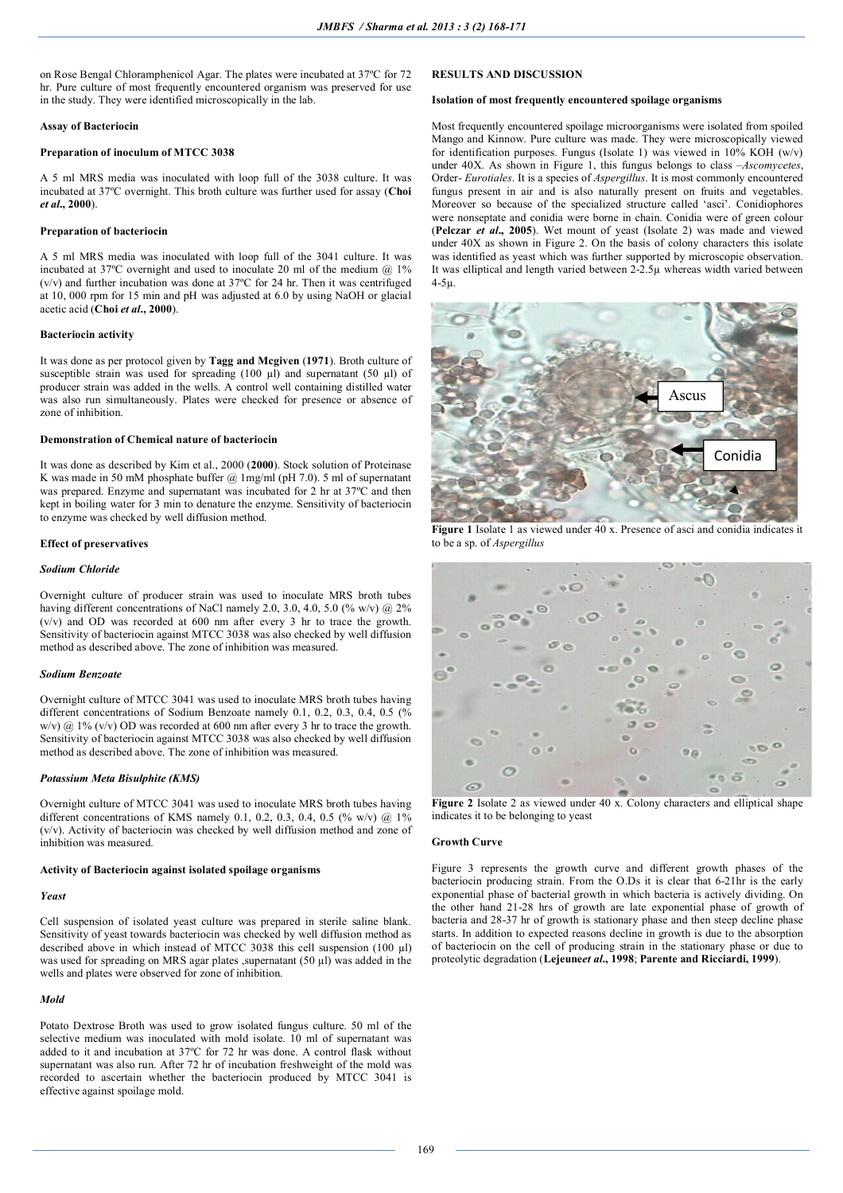on Rose Bengal Chloramphenicol Agar. The plates were incubated at 37ºC for 72 hr. Pure culture of most frequently encountered organism was preserved for use in the study. They were identified microscopically in the lab.

#### Assay of Bacteriocin

#### Preparation of inoculum of MTCC 3038

A 5 ml MRS media was inoculated with loop full of the 3038 culture. It was incubated at 37ºC overnight. This broth culture was further used for assay (**Choi *et al*., 2000**).

#### Preparation of bacteriocin

A 5 ml MRS media was inoculated with loop full of the 3041 culture. It was incubated at 37ºC overnight and used to inoculate 20 ml of the medium @ 1% (v/v) and further incubation was done at 37ºC for 24 hr. Then it was centrifuged at 10, 000 rpm for 15 min and pH was adjusted at 6.0 by using NaOH or glacial acetic acid (**Choi *et al*., 2000**).

#### Bacteriocin activity

It was done as per protocol given by **Tagg and Mcgiven (1971)**. Broth culture of susceptible strain was used for spreading (100 µl) and supernatant (50 µl) of producer strain was added in the wells. A control well containing distilled water was also run simultaneously. Plates were checked for presence or absence of zone of inhibition.

#### Demonstration of Chemical nature of bacteriocin

It was done as described by Kim et al., 2000 (**2000**). Stock solution of Proteinase K was made in 50 mM phosphate buffer @ 1mg/ml (pH 7.0). 5 ml of supernatant was prepared. Enzyme and supernatant was incubated for 2 hr at 37ºC and then kept in boiling water for 3 min to denature the enzyme. Sensitivity of bacteriocin to enzyme was checked by well diffusion method.

#### Effect of preservatives

##### *Sodium Chloride*

Overnight culture of producer strain was used to inoculate MRS broth tubes having different concentrations of NaCl namely 2.0, 3.0, 4.0, 5.0 (% w/v) @ 2% (v/v) and OD was recorded at 600 nm after every 3 hr to trace the growth. Sensitivity of bacteriocin against MTCC 3038 was also checked by well diffusion method as described above. The zone of inhibition was measured.

##### *Sodium Benzoate*

Overnight culture of MTCC 3041 was used to inoculate MRS broth tubes having different concentrations of Sodium Benzoate namely 0.1, 0.2, 0.3, 0.4, 0.5 (% w/v) @ 1% (v/v) OD was recorded at 600 nm after every 3 hr to trace the growth. Sensitivity of bacteriocin against MTCC 3038 was also checked by well diffusion method as described above. The zone of inhibition was measured.

##### *Potassium Meta Bisulphite (KMS)*

Overnight culture of MTCC 3041 was used to inoculate MRS broth tubes having different concentrations of KMS namely 0.1, 0.2, 0.3, 0.4, 0.5 (% w/v) @ 1% (v/v). Activity of bacteriocin was checked by well diffusion method and zone of inhibition was measured.

#### Activity of Bacteriocin against isolated spoilage organisms

##### *Yeast*

Cell suspension of isolated yeast culture was prepared in sterile saline blank. Sensitivity of yeast towards bacteriocin was checked by well diffusion method as described above in which instead of MTCC 3038 this cell suspension (100 µl) was used for spreading on MRS agar plates ,supernatant (50 µl) was added in the wells and plates were observed for zone of inhibition.

##### *Mold*

Potato Dextrose Broth was used to grow isolated fungus culture. 50 ml of the selective medium was inoculated with mold isolate. 10 ml of supernatant was added to it and incubation at 37ºC for 72 hr was done. A control flask without supernatant was also run. After 72 hr of incubation freshweight of the mold was recorded to ascertain whether the bacteriocin produced by MTCC 3041 is effective against spoilage mold.

## RESULTS AND DISCUSSION

#### Isolation of most frequently encountered spoilage organisms

Most frequently encountered spoilage microorganisms were isolated from spoiled Mango and Kinnow. Pure culture was made. They were microscopically viewed for identification purposes. Fungus (Isolate 1) was viewed in 10% KOH (w/v) under 40X. As shown in Figure 1, this fungus belongs to class –*Ascomycetes*, Order- *Eurotiales*. It is a species of *Aspergillus*. It is most commonly encountered fungus present in air and is also naturally present on fruits and vegetables. Moreover so because of the specialized structure called 'asci'. Conidiophores were nonseptate and conidia were borne in chain. Conidia were of green colour (**Pelczar *et al*., 2005**). Wet mount of yeast (Isolate 2) was made and viewed under 40X as shown in Figure 2. On the basis of colony characters this isolate was identified as yeast which was further supported by microscopic observation. It was elliptical and length varied between 2-2.5µ whereas width varied between 4-5µ.

**Figure 1** Isolate 1 as viewed under 40 x. Presence of asci and conidia indicates it to be a sp. of *Aspergillus*

**Figure 2** Isolate 2 as viewed under 40 x. Colony characters and elliptical shape indicates it to be belonging to yeast

#### Growth Curve

Figure 3 represents the growth curve and different growth phases of the bacteriocin producing strain. From the O.Ds it is clear that 6-21hr is the early exponential phase of bacterial growth in which bacteria is actively dividing. On the other hand 21-28 hrs of growth are late exponential phase of growth of bacteria and 28-37 hr of growth is stationary phase and then steep decline phase starts. In addition to expected reasons decline in growth is due to the absorption of bacteriocin on the cell of producing strain in the stationary phase or due to proteolytic degradation (**Lejeune*et al*., 1998**; **Parente and Ricciardi, 1999**).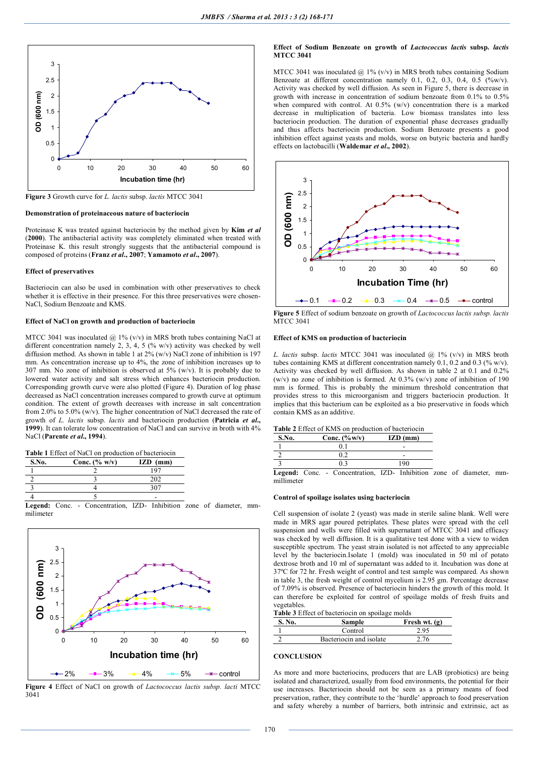Figure 3 Growth curve for *L. lactis* subsp. *lactis* MTCC 3041

**Demonstration of proteinaceous nature of bacteriocin**

Proteinase K was treated against bacteriocin by the method given by **Kim *et al* (2000)**. The antibacterial activity was completely eliminated when treated with Proteinase K. this result strongly suggests that the antibacterial compound is composed of proteins (**Franz *et al*., 2007**; **Yamamoto *et al*., 2007**).

**Effect of preservatives**

Bacteriocin can also be used in combination with other preservatives to check whether it is effective in their presence. For this three preservatives were chosen- NaCl, Sodium Benzoate and KMS.

**Effect of NaCl on growth and production of bacteriocin**

MTCC 3041 was inoculated @ 1% (v/v) in MRS broth tubes containing NaCl at different concentration namely 2, 3, 4, 5 (% w/v) activity was checked by well diffusion method. As shown in table 1 at 2% (w/v) NaCl zone of inhibition is 197 mm. As concentration increase up to 4%, the zone of inhibition increases up to 307 mm. No zone of inhibition is observed at 5% (w/v). It is probably due to lowered water activity and salt stress which enhances bacteriocin production. Corresponding growth curve were also plotted (Figure 4). Duration of log phase decreased as NaCl concentration increases compared to growth curve at optimum condition. The extent of growth decreases with increase in salt concentration from 2.0% to 5.0% (w/v). The higher concentration of NaCl decreased the rate of growth of *L. lactis* subsp. *lactis* and bacteriocin production (**Patricia *et al*., 1999**). It can tolerate low concentration of NaCl and can survive in broth with 4% NaCl (**Parente *et al*., 1994**).

**Table 1** Effect of NaCl on production of bacteriocin

| S.No. | Conc. (% w/v) | IZD (mm) |
|---|---|---|
| 1 | 2 | 197 |
| 2 | 3 | 202 |
| 3 | 4 | 307 |
| 4 | 5 | - |

**Legend:** Conc. - Concentration, IZD- Inhibition zone of diameter, mm-milimeter

Figure 4 Effect of NaCl on growth of *Lactococcus lactis subsp. lacti* MTCC 3041

**Effect of Sodium Benzoate on growth of *Lactococcus lactis* subsp. *lactis* MTCC 3041**

MTCC 3041 was inoculated @ 1% (v/v) in MRS broth tubes containing Sodium Benzoate at different concentration namely 0.1, 0.2, 0.3, 0.4, 0.5 (%w/v). Activity was checked by well diffusion. As seen in Figure 5, there is decrease in growth with increase in concentration of sodium benzoate from 0.1% to 0.5% when compared with control. At 0.5% (w/v) concentration there is a marked decrease in multiplication of bacteria. Low biomass translates into less bacteriocin production. The duration of exponential phase decreases gradually and thus affects bacteriocin production. Sodium Benzoate presents a good inhibition effect against yeasts and molds, worse on butyric bacteria and hardly effects on lactobacilli (**Waldemar *et al*., 2002**).

Figure 5 Effect of sodium benzoate on growth of *Lactococcus lactis subsp. lactis* MTCC 3041

**Effect of KMS on production of bacteriocin**

*L. lactis* subsp. *lactis* MTCC 3041 was inoculated @ 1% (v/v) in MRS broth tubes containing KMS at different concentration namely 0.1, 0.2 and 0.3 (% w/v). Activity was checked by well diffusion. As shown in table 2 at 0.1 and 0.2% (w/v) no zone of inhibition is formed. At 0.3% (w/v) zone of inhibition of 190 mm is formed. This is probably the minimum threshold concentration that provides stress to this microorganism and triggers bacteriocin production. It implies that this bacterium can be exploited as a bio preservative in foods which contain KMS as an additive.

**Table 2** Effect of KMS on production of bacteriocin

| S.No. | Conc. (% w/v) | IZD (mm) |
|---|---|---|
| 1 | 0.1 | - |
| 2 | 0.2 | - |
| 3 | 0.3 | 190 |

**Legend:** Conc. - Concentration, IZD- Inhibition zone of diameter, mm-millimeter

**Control of spoilage isolates using bacteriocin**

Cell suspension of isolate 2 (yeast) was made in sterile saline blank. Well were made in MRS agar poured petriplates. These plates were spread with the cell suspension and wells were filled with supernatant of MTCC 3041 and efficacy was checked by well diffusion. It is a qualitative test done with a view to widen susceptible spectrum. The yeast strain isolated is not affected to any appreciable level by the bacteriocin.Isolate 1 (mold) was inoculated in 50 ml of potato dextrose broth and 10 ml of supernatant was added to it. Incubation was done at 37ºC for 72 hr. Fresh weight of control and test sample was compared. As shown in table 3, the fresh weight of control mycelium is 2.95 gm. Percentage decrease of 7.09% is observed. Presence of bacteriocin hinders the growth of this mold. It can therefore be exploited for control of spoilage molds of fresh fruits and vegetables.

**Table 3** Effect of bacteriocin on spoilage molds

| S. No. | Sample | Fresh wt. (g) |
|---|---|---|
| 1 | Control | 2.95 |
| 2 | Bacteriocin and isolate | 2.76 |

## CONCLUSION

As more and more bacteriocins, producers that are LAB (probiotics) are being isolated and characterized, usually from food environments, the potential for their use increases. Bacteriocin should not be seen as a primary means of food preservation, rather, they contribute to the 'hurdle' approach to food preservation and safety whereby a number of barriers, both intrinsic and extrinsic, act as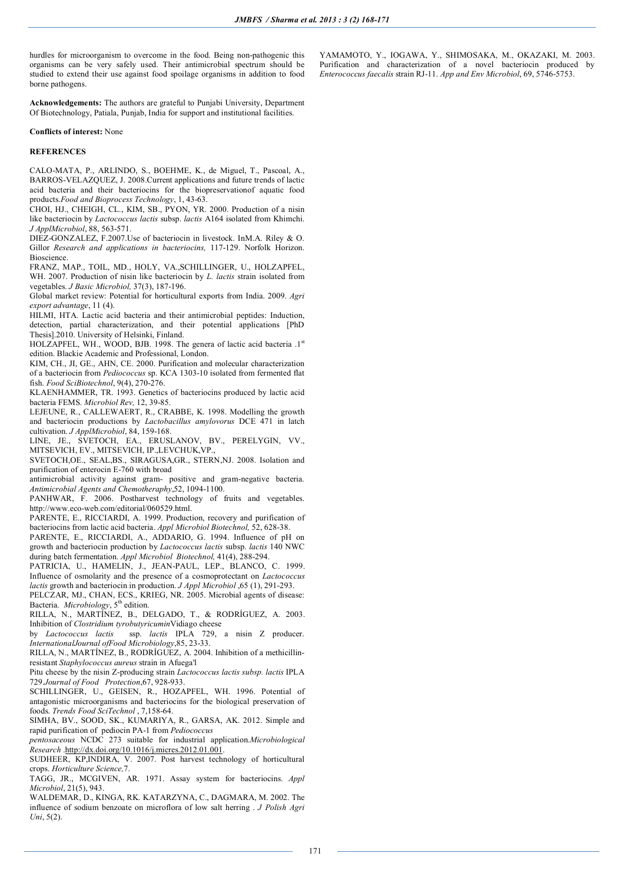hurdles for microorganism to overcome in the food. Being non-pathogenic this organisms can be very safely used. Their antimicrobial spectrum should be studied to extend their use against food spoilage organisms in addition to food borne pathogens.

**Acknowledgements:** The authors are grateful to Punjabi University, Department Of Biotechnology, Patiala, Punjab, India for support and institutional facilities.

**Conflicts of interest:** None

## REFERENCES

CALO-MATA, P., ARLINDO, S., BOEHME, K., de Miguel, T., Pascoal, A., BARROS-VELAZQUEZ, J. 2008.Current applications and future trends of lactic acid bacteria and their bacteriocins for the biopreservationof aquatic food products.*Food and Bioprocess Technology*, 1, 43-63.

CHOI, HJ., CHEIGH, CL., KIM, SB., PYON, YR. 2000. Production of a nisin like bacteriocin by *Lactococcus lactis* subsp. *lactis* A164 isolated from Khimchi. *J ApplMicrobiol*, 88, 563-571.

DIEZ-GONZALEZ, F.2007.Use of bacteriocin in livestock. InM.A. Riley & O. Gillor *Research and applications in bacteriocins,* 117-129. Norfolk Horizon. Bioscience.

FRANZ, MAP., TOIL, MD., HOLY, VA.,SCHILLINGER, U., HOLZAPFEL, WH. 2007. Production of nisin like bacteriocin by *L. lactis* strain isolated from vegetables. *J Basic Microbiol,* 37(3), 187-196.

Global market review: Potential for horticultural exports from India. 2009. *Agri export advantage*, 11 (4).

HILMI, HTA. Lactic acid bacteria and their antimicrobial peptides: Induction, detection, partial characterization, and their potential applications [PhD Thesis].2010. University of Helsinki, Finland.

HOLZAPFEL, WH., WOOD, BJB. 1998. The genera of lactic acid bacteria .1st edition. Blackie Academic and Professional, London.

KIM, CH., JI, GE., AHN, CE. 2000. Purification and molecular characterization of a bacteriocin from *Pediococcus* sp. KCA 1303-10 isolated from fermented flat fish. *Food SciBiotechnol*, 9(4), 270-276.

KLAENHAMMER, TR. 1993. Genetics of bacteriocins produced by lactic acid bacteria FEMS. *Microbiol Rev,* 12, 39-85.

LEJEUNE, R., CALLEWAERT, R., CRABBE, K. 1998. Modelling the growth and bacteriocin productions by *Lactobacillus amylovorus* DCE 471 in latch cultivation. *J ApplMicrobiol*, 84, 159-168.

LINE, JE., SVETOCH, EA., ERUSLANOV, BV., PERELYGIN, VV., MITSEVICH, EV., MITSEVICH, IP.,LEVCHUK,VP., SVETOCH,OE., SEAL,BS., SIRAGUSA,GR., STERN,NJ. 2008. Isolation and purification of enterocin E-760 with broad antimicrobial activity against gram- positive and gram-negative bacteria. *Antimicrobial Agents and Chemotheraphy*,52, 1094-1100.

PANHWAR, F. 2006. Postharvest technology of fruits and vegetables. http://www.eco-web.com/editorial/060529.html.

PARENTE, E., RICCIARDI, A. 1999. Production, recovery and purification of bacteriocins from lactic acid bacteria. *Appl Microbiol Biotechnol,* 52, 628-38.

PARENTE, E., RICCIARDI, A., ADDARIO, G. 1994. Influence of pH on growth and bacteriocin production by *Lactococcus lactis* subsp. *lactis* 140 NWC during batch fermentation. *Appl Microbiol Biotechnol,* 41(4), 288-294.

PATRICIA, U., HAMELIN, J., JEAN-PAUL, LEP., BLANCO, C. 1999. Influence of osmolarity and the presence of a cosmoprotectant on *Lactococcus lactis* growth and bacteriocin in production. *J Appl Microbiol* ,65 (1), 291-293.

PELCZAR, MJ., CHAN, ECS., KRIEG, NR. 2005. Microbial agents of disease: Bacteria. *Microbiology*, 5th edition.

RILLA, N., MARTÍNEZ, B., DELGADO, T., & RODRÍGUEZ, A. 2003. Inhibition of *Clostridium tyrobutyricum*in Vidiago cheese by *Lactococcus lactis* ssp. *lactis* IPLA 729, a nisin Z producer. *InternationalJournal ofFood Microbiology*,85, 23-33.

RILLA, N., MARTÍNEZ, B., RODRÍGUEZ, A. 2004. Inhibition of a methicillin-resistant *Staphylococcus aureus* strain in Afuega'l Pitu cheese by the nisin Z-producing strain *Lactococcus lactis subsp. lactis* IPLA 729.*Journal of Food Protection*,67, 928-933.

SCHILLINGER, U., GEISEN, R., HOZAPFEL, WH. 1996. Potential of antagonistic microorganisms and bacteriocins for the biological preservation of foods. *Trends Food SciTechnol* , 7,158-64.

SIMHA, BV., SOOD, SK., KUMARIYA, R., GARSA, AK. 2012. Simple and rapid purification of pediocin PA-1 from *Pediococcus pentosaceous* NCDC 273 suitable for industrial application.*Microbiological Research* .http://dx.doi.org/10.1016/j.micres.2012.01.001.

SUDHEER, KP,INDIRA, V. 2007. Post harvest technology of horticultural crops. *Horticulture Science,*7.

TAGG, JR., MCGIVEN, AR. 1971. Assay system for bacteriocins. *Appl Microbiol*, 21(5), 943.

WALDEMAR, D., KINGA, RK. KATARZYNA, C., DAGMARA, M. 2002. The influence of sodium benzoate on microflora of low salt herring . *J Polish Agri Uni*, 5(2).

YAMAMOTO, Y., IOGAWA, Y., SHIMOSAKA, M., OKAZAKI, M. 2003. Purification and characterization of a novel bacteriocin produced by *Enterococcus faecalis* strain RJ-11. *App and Env Microbiol*, 69, 5746-5753.